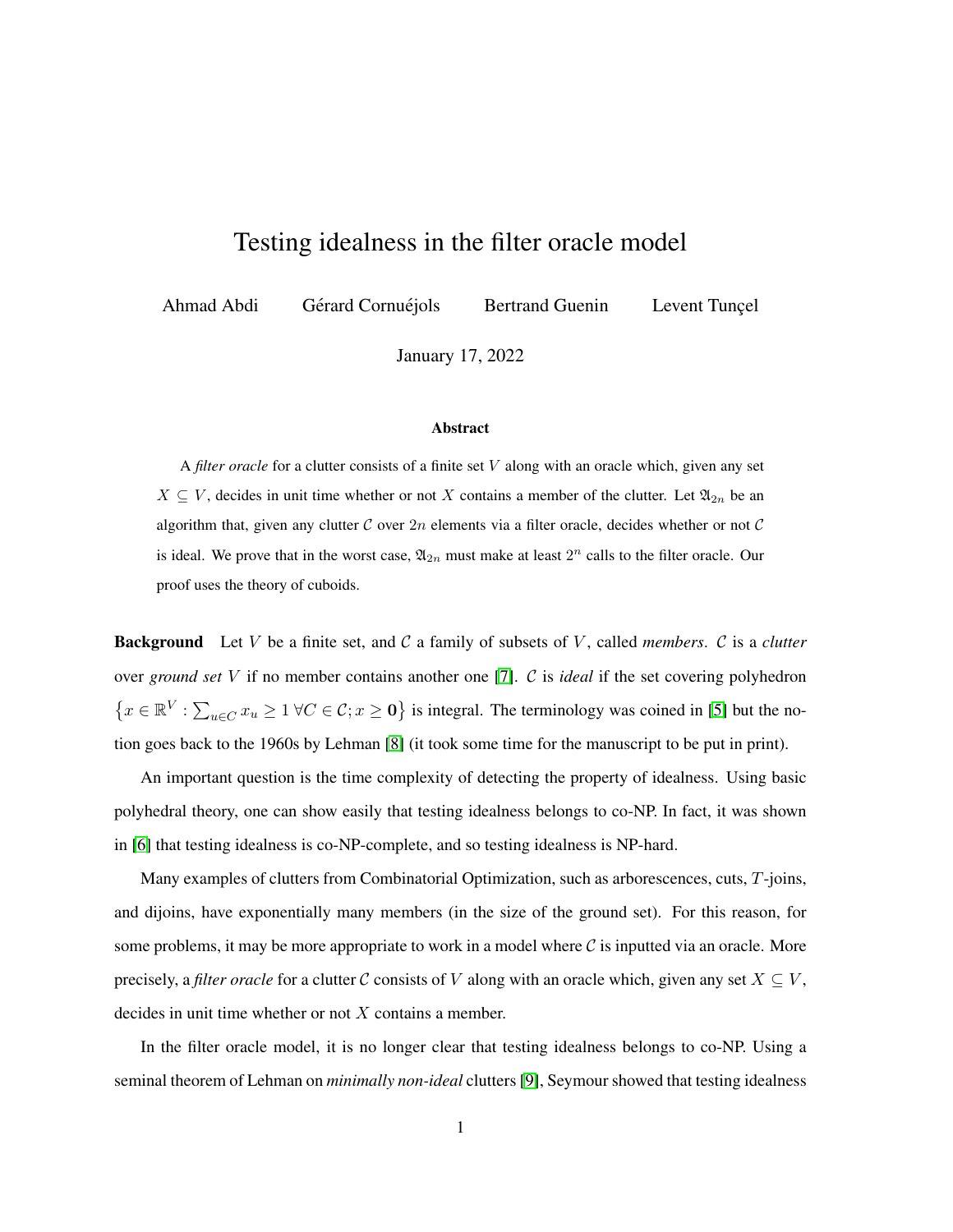# Testing idealness in the filter oracle model

Ahmad Abdi Gérard Cornuéjols Bertrand Guenin Levent Tunçel

January 17, 2022

### Abstract

A *filter oracle* for a clutter consists of a finite set $V$ along with an oracle which, given any set $X \subseteq V$, decides in unit time whether or not $X$ contains a member of the clutter. Let $\mathfrak{A}_{2n}$ be an algorithm that, given any clutter $\mathcal{C}$ over $2n$ elements via a filter oracle, decides whether or not $\mathcal{C}$ is ideal. We prove that in the worst case, $\mathfrak{A}_{2n}$ must make at least $2^n$ calls to the filter oracle. Our proof uses the theory of cuboids.

**Background** Let $V$ be a finite set, and $\mathcal{C}$ a family of subsets of $V$, called *members*. $\mathcal{C}$ is a *clutter* over *ground set* $V$ if no member contains another one [7]. $\mathcal{C}$ is *ideal* if the set covering polyhedron $\left\{x \in \mathbb{R}^V : \sum_{u \in C} x_u \geq 1 \ \forall C \in \mathcal{C}; x \geq \mathbf{0}\right\}$ is integral. The terminology was coined in [5] but the notion goes back to the 1960s by Lehman [8] (it took some time for the manuscript to be put in print).

An important question is the time complexity of detecting the property of idealness. Using basic polyhedral theory, one can show easily that testing idealness belongs to co-NP. In fact, it was shown in [6] that testing idealness is co-NP-complete, and so testing idealness is NP-hard.

Many examples of clutters from Combinatorial Optimization, such as arborescences, cuts, $T$-joins, and dijoins, have exponentially many members (in the size of the ground set). For this reason, for some problems, it may be more appropriate to work in a model where $\mathcal{C}$ is inputted via an oracle. More precisely, a *filter oracle* for a clutter $\mathcal{C}$ consists of $V$ along with an oracle which, given any set $X \subseteq V$, decides in unit time whether or not $X$ contains a member.

In the filter oracle model, it is no longer clear that testing idealness belongs to co-NP. Using a seminal theorem of Lehman on *minimally non-ideal* clutters [9], Seymour showed that testing idealness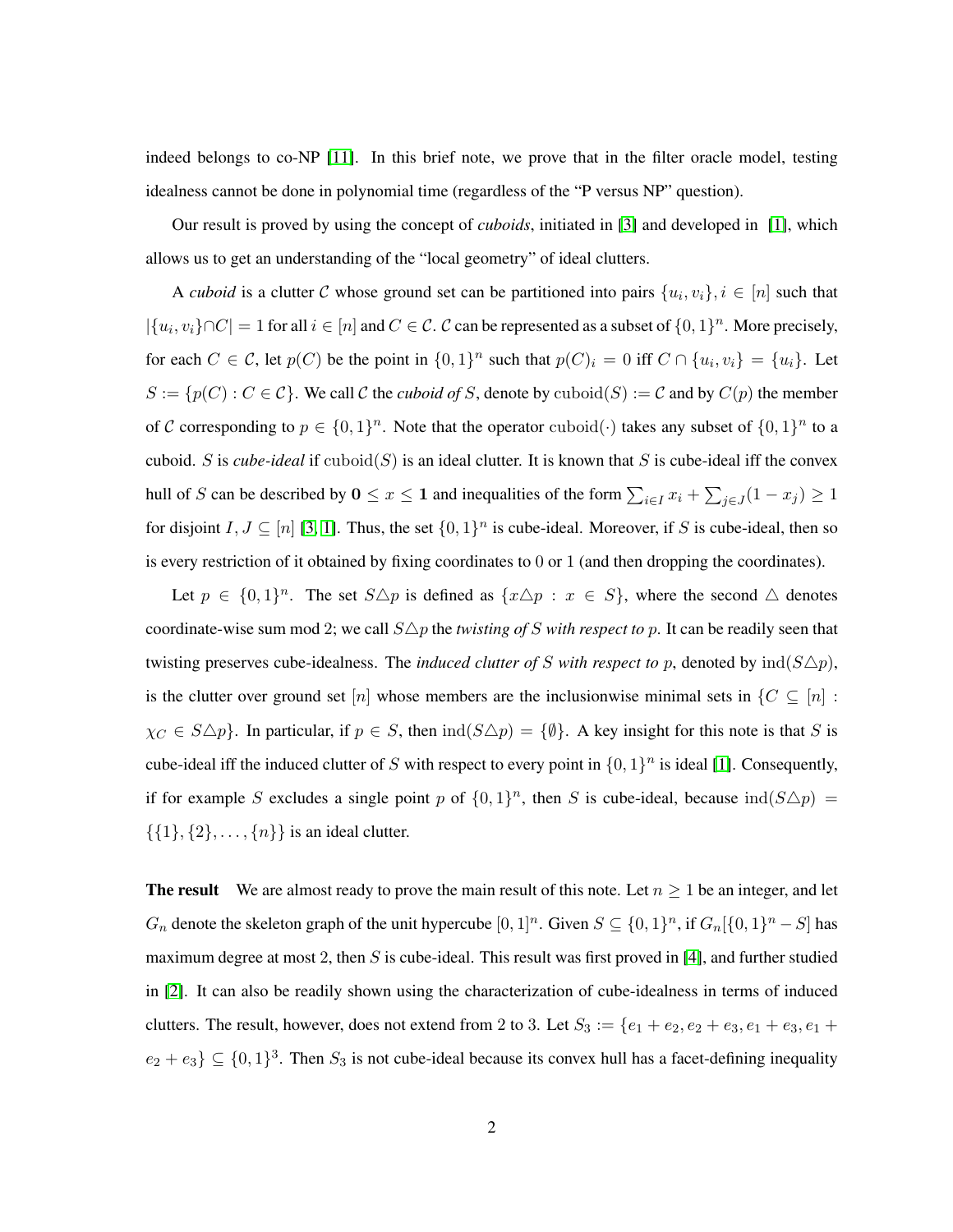indeed belongs to co-NP [11]. In this brief note, we prove that in the filter oracle model, testing idealness cannot be done in polynomial time (regardless of the "P versus NP" question).

Our result is proved by using the concept of *cuboids*, initiated in [3] and developed in [1], which allows us to get an understanding of the "local geometry" of ideal clutters.

A *cuboid* is a clutter $\mathcal{C}$ whose ground set can be partitioned into pairs $\{u_i, v_i\}, i \in [n]$ such that $|\{u_i, v_i\} \cap C| = 1$ for all $i \in [n]$ and $C \in \mathcal{C}$. $\mathcal{C}$ can be represented as a subset of $\{0,1\}^n$. More precisely, for each $C \in \mathcal{C}$, let $p(C)$ be the point in $\{0,1\}^n$ such that $p(C)_i = 0$ iff $C \cap \{u_i, v_i\} = \{u_i\}$. Let $S := \{p(C) : C \in \mathcal{C}\}$. We call $\mathcal{C}$ the *cuboid of* $S$, denote by $\mathrm{cuboid}(S) := \mathcal{C}$ and by $C(p)$ the member of $\mathcal{C}$ corresponding to $p \in \{0,1\}^n$. Note that the operator $\mathrm{cuboid}(\cdot)$ takes any subset of $\{0,1\}^n$ to a cuboid. $S$ is *cube-ideal* if $\mathrm{cuboid}(S)$ is an ideal clutter. It is known that $S$ is cube-ideal iff the convex hull of $S$ can be described by $\mathbf{0} \leq x \leq \mathbf{1}$ and inequalities of the form $\sum_{i \in I} x_i + \sum_{j \in J}(1 - x_j) \geq 1$ for disjoint $I, J \subseteq [n]$ [3, 1]. Thus, the set $\{0,1\}^n$ is cube-ideal. Moreover, if $S$ is cube-ideal, then so is every restriction of it obtained by fixing coordinates to 0 or 1 (and then dropping the coordinates).

Let $p \in \{0,1\}^n$. The set $S \triangle p$ is defined as $\{x \triangle p : x \in S\}$, where the second $\triangle$ denotes coordinate-wise sum mod 2; we call $S \triangle p$ the *twisting of* $S$ *with respect to* $p$. It can be readily seen that twisting preserves cube-idealness. The *induced clutter of* $S$ *with respect to* $p$, denoted by $\mathrm{ind}(S \triangle p)$, is the clutter over ground set $[n]$ whose members are the inclusionwise minimal sets in $\{C \subseteq [n] : \chi_C \in S \triangle p\}$. In particular, if $p \in S$, then $\mathrm{ind}(S \triangle p) = \{\emptyset\}$. A key insight for this note is that $S$ is cube-ideal iff the induced clutter of $S$ with respect to every point in $\{0,1\}^n$ is ideal [1]. Consequently, if for example $S$ excludes a single point $p$ of $\{0,1\}^n$, then $S$ is cube-ideal, because $\mathrm{ind}(S \triangle p) = \{\{1\}, \{2\}, \ldots, \{n\}\}$ is an ideal clutter.

**The result** We are almost ready to prove the main result of this note. Let $n \geq 1$ be an integer, and let $G_n$ denote the skeleton graph of the unit hypercube $[0,1]^n$. Given $S \subseteq \{0,1\}^n$, if $G_n[\{0,1\}^n - S]$ has maximum degree at most 2, then $S$ is cube-ideal. This result was first proved in [4], and further studied in [2]. It can also be readily shown using the characterization of cube-idealness in terms of induced clutters. The result, however, does not extend from 2 to 3. Let $S_3 := \{e_1 + e_2, e_2 + e_3, e_1 + e_3, e_1 + e_2 + e_3\} \subseteq \{0,1\}^3$. Then $S_3$ is not cube-ideal because its convex hull has a facet-defining inequality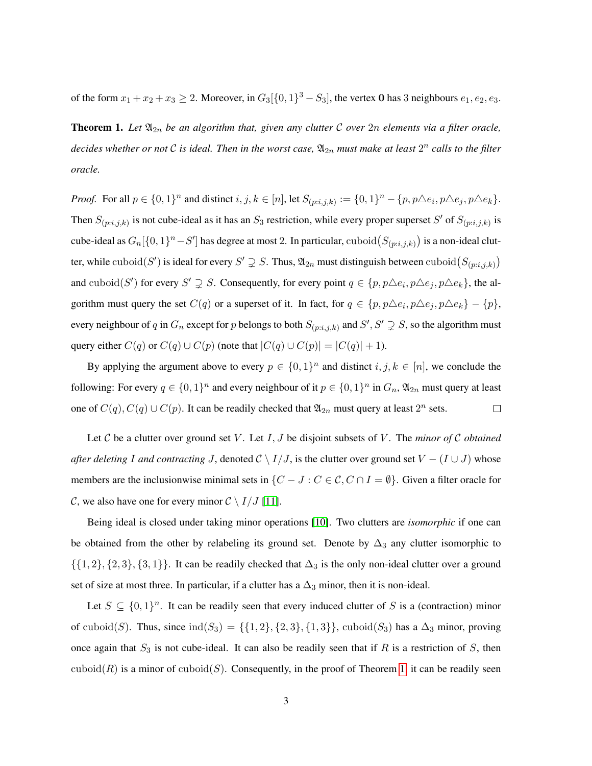of the form $x_1 + x_2 + x_3 \geq 2$. Moreover, in $G_3[\{0,1\}^3 - S_3]$, the vertex $\mathbf{0}$ has 3 neighbours $e_1, e_2, e_3$.

**Theorem 1.** *Let $\mathfrak{A}_{2n}$ be an algorithm that, given any clutter $\mathcal{C}$ over $2n$ elements via a filter oracle, decides whether or not $\mathcal{C}$ is ideal. Then in the worst case, $\mathfrak{A}_{2n}$ must make at least $2^n$ calls to the filter oracle.*

*Proof.* For all $p \in \{0,1\}^n$ and distinct $i, j, k \in [n]$, let $S_{(p:i,j,k)} := \{0,1\}^n - \{p, p\triangle e_i, p\triangle e_j, p\triangle e_k\}$. Then $S_{(p:i,j,k)}$ is not cube-ideal as it has an $S_3$ restriction, while every proper superset $S'$ of $S_{(p:i,j,k)}$ is cube-ideal as $G_n[\{0,1\}^n - S']$ has degree at most 2. In particular, $\mathrm{cuboid}(S_{(p:i,j,k)})$ is a non-ideal clutter, while $\mathrm{cuboid}(S')$ is ideal for every $S' \supsetneq S$. Thus, $\mathfrak{A}_{2n}$ must distinguish between $\mathrm{cuboid}(S_{(p:i,j,k)})$ and $\mathrm{cuboid}(S')$ for every $S' \supsetneq S$. Consequently, for every point $q \in \{p, p\triangle e_i, p\triangle e_j, p\triangle e_k\}$, the algorithm must query the set $C(q)$ or a superset of it. In fact, for $q \in \{p, p\triangle e_i, p\triangle e_j, p\triangle e_k\} - \{p\}$, every neighbour of $q$ in $G_n$ except for $p$ belongs to both $S_{(p:i,j,k)}$ and $S', S' \supsetneq S$, so the algorithm must query either $C(q)$ or $C(q) \cup C(p)$ (note that $|C(q) \cup C(p)| = |C(q)| + 1$).

By applying the argument above to every $p \in \{0,1\}^n$ and distinct $i, j, k \in [n]$, we conclude the following: For every $q \in \{0,1\}^n$ and every neighbour of it $p \in \{0,1\}^n$ in $G_n$, $\mathfrak{A}_{2n}$ must query at least one of $C(q), C(q) \cup C(p)$. It can be readily checked that $\mathfrak{A}_{2n}$ must query at least $2^n$ sets. $\square$

Let $\mathcal{C}$ be a clutter over ground set $V$. Let $I, J$ be disjoint subsets of $V$. The *minor of $\mathcal{C}$ obtained after deleting $I$ and contracting $J$*, denoted $\mathcal{C} \setminus I/J$, is the clutter over ground set $V - (I \cup J)$ whose members are the inclusionwise minimal sets in $\{C - J : C \in \mathcal{C}, C \cap I = \emptyset\}$. Given a filter oracle for $\mathcal{C}$, we also have one for every minor $\mathcal{C} \setminus I/J$ [11].

Being ideal is closed under taking minor operations [10]. Two clutters are *isomorphic* if one can be obtained from the other by relabeling its ground set. Denote by $\Delta_3$ any clutter isomorphic to $\{\{1,2\},\{2,3\},\{3,1\}\}$. It can be readily checked that $\Delta_3$ is the only non-ideal clutter over a ground set of size at most three. In particular, if a clutter has a $\Delta_3$ minor, then it is non-ideal.

Let $S \subseteq \{0,1\}^n$. It can be readily seen that every induced clutter of $S$ is a (contraction) minor of $\mathrm{cuboid}(S)$. Thus, since $\mathrm{ind}(S_3) = \{\{1,2\},\{2,3\},\{1,3\}\}$, $\mathrm{cuboid}(S_3)$ has a $\Delta_3$ minor, proving once again that $S_3$ is not cube-ideal. It can also be readily seen that if $R$ is a restriction of $S$, then $\mathrm{cuboid}(R)$ is a minor of $\mathrm{cuboid}(S)$. Consequently, in the proof of Theorem 1, it can be readily seen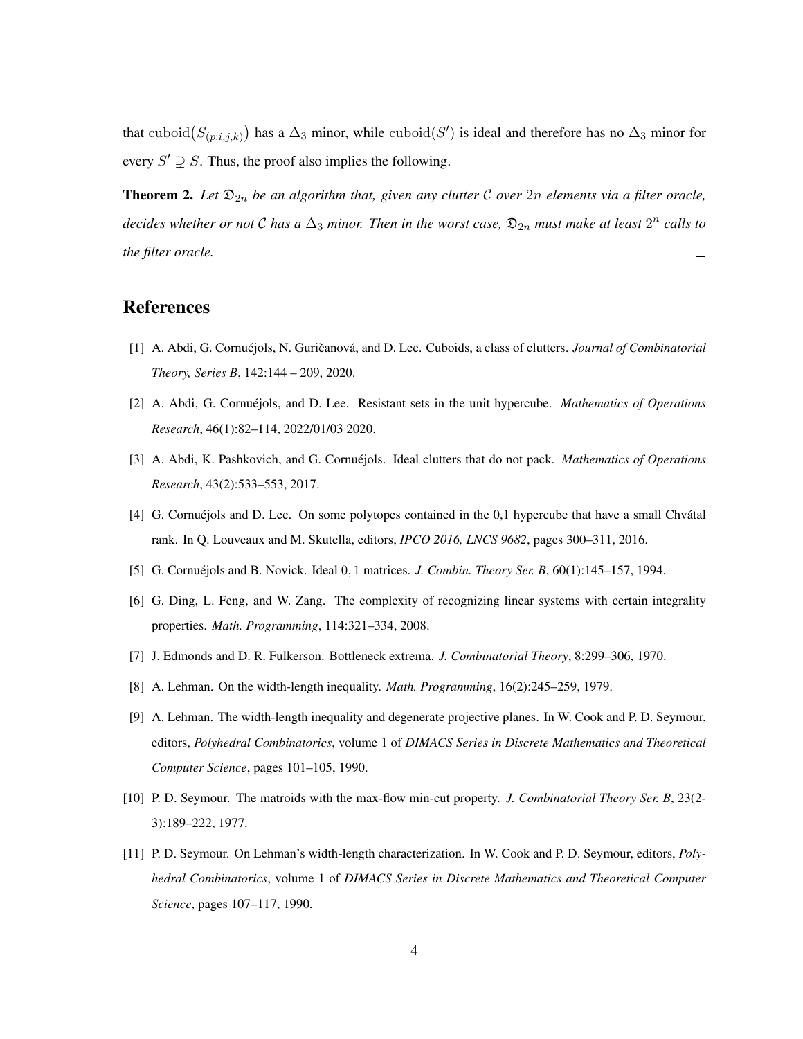that $\mathrm{cuboid}\big(S_{(p:i,j,k)}\big)$ has a $\Delta_3$ minor, while $\mathrm{cuboid}(S')$ is ideal and therefore has no $\Delta_3$ minor for every $S' \supsetneq S$. Thus, the proof also implies the following.

**Theorem 2.** *Let $\mathfrak{D}_{2n}$ be an algorithm that, given any clutter $\mathcal{C}$ over $2n$ elements via a filter oracle, decides whether or not $\mathcal{C}$ has a $\Delta_3$ minor. Then in the worst case, $\mathfrak{D}_{2n}$ must make at least $2^n$ calls to the filter oracle.* □

## References

[1] A. Abdi, G. Cornuéjols, N. Guričanová, and D. Lee. Cuboids, a class of clutters. *Journal of Combinatorial Theory, Series B*, 142:144 – 209, 2020.

[2] A. Abdi, G. Cornuéjols, and D. Lee. Resistant sets in the unit hypercube. *Mathematics of Operations Research*, 46(1):82–114, 2022/01/03 2020.

[3] A. Abdi, K. Pashkovich, and G. Cornuéjols. Ideal clutters that do not pack. *Mathematics of Operations Research*, 43(2):533–553, 2017.

[4] G. Cornuéjols and D. Lee. On some polytopes contained in the 0,1 hypercube that have a small Chvátal rank. In Q. Louveaux and M. Skutella, editors, *IPCO 2016, LNCS 9682*, pages 300–311, 2016.

[5] G. Cornuéjols and B. Novick. Ideal $0,1$ matrices. *J. Combin. Theory Ser. B*, 60(1):145–157, 1994.

[6] G. Ding, L. Feng, and W. Zang. The complexity of recognizing linear systems with certain integrality properties. *Math. Programming*, 114:321–334, 2008.

[7] J. Edmonds and D. R. Fulkerson. Bottleneck extrema. *J. Combinatorial Theory*, 8:299–306, 1970.

[8] A. Lehman. On the width-length inequality. *Math. Programming*, 16(2):245–259, 1979.

[9] A. Lehman. The width-length inequality and degenerate projective planes. In W. Cook and P. D. Seymour, editors, *Polyhedral Combinatorics*, volume 1 of *DIMACS Series in Discrete Mathematics and Theoretical Computer Science*, pages 101–105, 1990.

[10] P. D. Seymour. The matroids with the max-flow min-cut property. *J. Combinatorial Theory Ser. B*, 23(2-3):189–222, 1977.

[11] P. D. Seymour. On Lehman's width-length characterization. In W. Cook and P. D. Seymour, editors, *Polyhedral Combinatorics*, volume 1 of *DIMACS Series in Discrete Mathematics and Theoretical Computer Science*, pages 107–117, 1990.